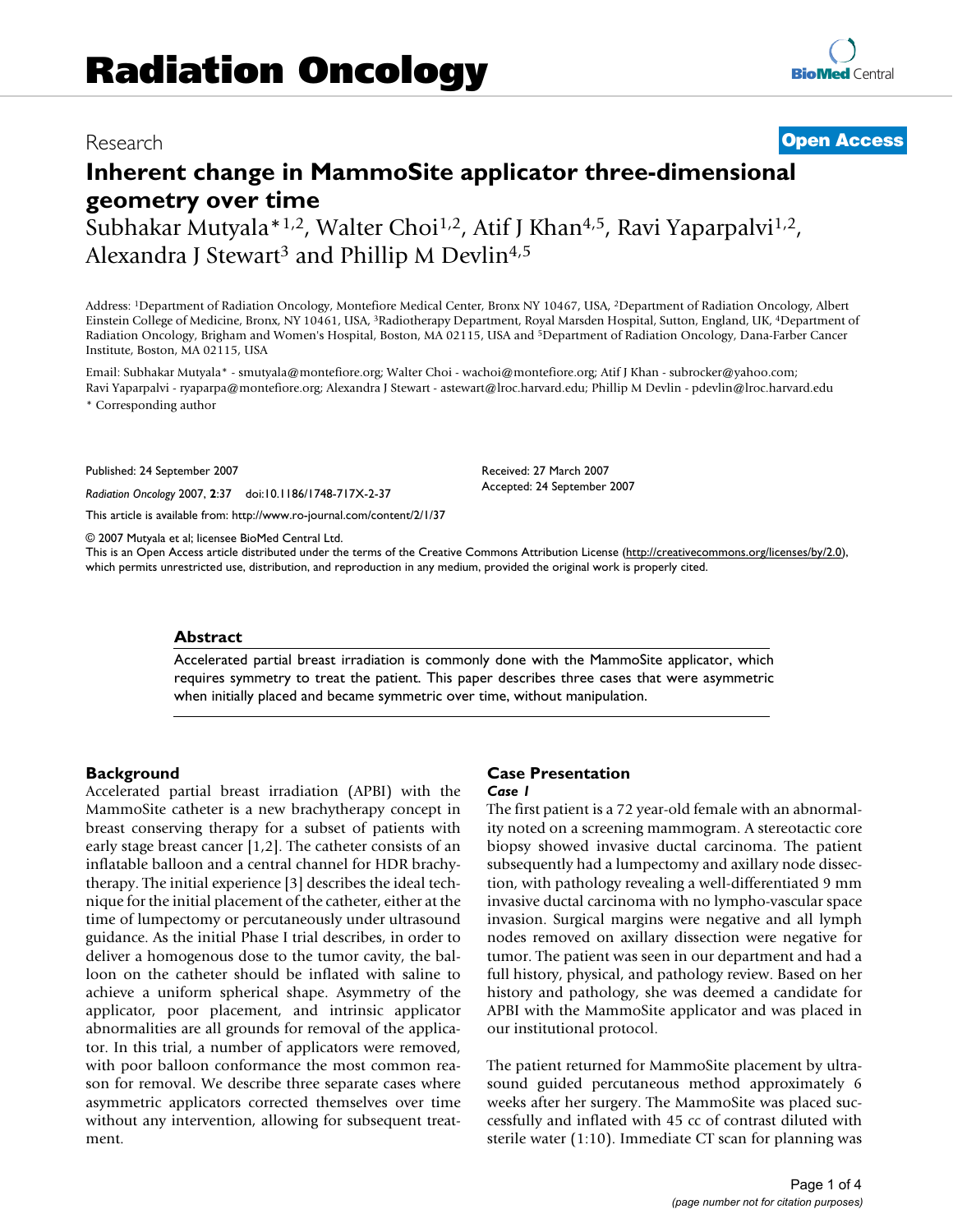Research

**Open Access**

# Inherent change in MammoSite applicator three-dimensional geometry over time

Subhakar Mutyala*[1,2], Walter Choi[1,2], Atif J Khan[4,5], Ravi Yaparpalvi[1,2], Alexandra J Stewart[3] and Phillip M Devlin[4,5]

Address: [1]Department of Radiation Oncology, Montefiore Medical Center, Bronx NY 10467, USA, [2]Department of Radiation Oncology, Albert Einstein College of Medicine, Bronx, NY 10461, USA, [3]Radiotherapy Department, Royal Marsden Hospital, Sutton, England, UK, [4]Department of Radiation Oncology, Brigham and Women's Hospital, Boston, MA 02115, USA and [5]Department of Radiation Oncology, Dana-Farber Cancer Institute, Boston, MA 02115, USA

Email: Subhakar Mutyala* - smutyala@montefiore.org; Walter Choi - wachoi@montefiore.org; Atif J Khan - subrocker@yahoo.com; Ravi Yaparpalvi - ryaparpa@montefiore.org; Alexandra J Stewart - astewart@lroc.harvard.edu; Phillip M Devlin - pdevlin@lroc.harvard.edu

* Corresponding author

Published: 24 September 2007

*Radiation Oncology* 2007, **2**:37 doi:10.1186/1748-717X-2-37

Received: 27 March 2007
Accepted: 24 September 2007

This article is available from: http://www.ro-journal.com/content/2/1/37

© 2007 Mutyala et al; licensee BioMed Central Ltd.
This is an Open Access article distributed under the terms of the Creative Commons Attribution License (http://creativecommons.org/licenses/by/2.0), which permits unrestricted use, distribution, and reproduction in any medium, provided the original work is properly cited.

## Abstract

Accelerated partial breast irradiation is commonly done with the MammoSite applicator, which requires symmetry to treat the patient. This paper describes three cases that were asymmetric when initially placed and became symmetric over time, without manipulation.

## Background

Accelerated partial breast irradiation (APBI) with the MammoSite catheter is a new brachytherapy concept in breast conserving therapy for a subset of patients with early stage breast cancer [1,2]. The catheter consists of an inflatable balloon and a central channel for HDR brachytherapy. The initial experience [3] describes the ideal technique for the initial placement of the catheter, either at the time of lumpectomy or percutaneously under ultrasound guidance. As the initial Phase I trial describes, in order to deliver a homogenous dose to the tumor cavity, the balloon on the catheter should be inflated with saline to achieve a uniform spherical shape. Asymmetry of the applicator, poor placement, and intrinsic applicator abnormalities are all grounds for removal of the applicator. In this trial, a number of applicators were removed, with poor balloon conformance the most common reason for removal. We describe three separate cases where asymmetric applicators corrected themselves over time without any intervention, allowing for subsequent treatment.

## Case Presentation

### *Case 1*

The first patient is a 72 year-old female with an abnormality noted on a screening mammogram. A stereotactic core biopsy showed invasive ductal carcinoma. The patient subsequently had a lumpectomy and axillary node dissection, with pathology revealing a well-differentiated 9 mm invasive ductal carcinoma with no lympho-vascular space invasion. Surgical margins were negative and all lymph nodes removed on axillary dissection were negative for tumor. The patient was seen in our department and had a full history, physical, and pathology review. Based on her history and pathology, she was deemed a candidate for APBI with the MammoSite applicator and was placed in our institutional protocol.

The patient returned for MammoSite placement by ultrasound guided percutaneous method approximately 6 weeks after her surgery. The MammoSite was placed successfully and inflated with 45 cc of contrast diluted with sterile water (1:10). Immediate CT scan for planning was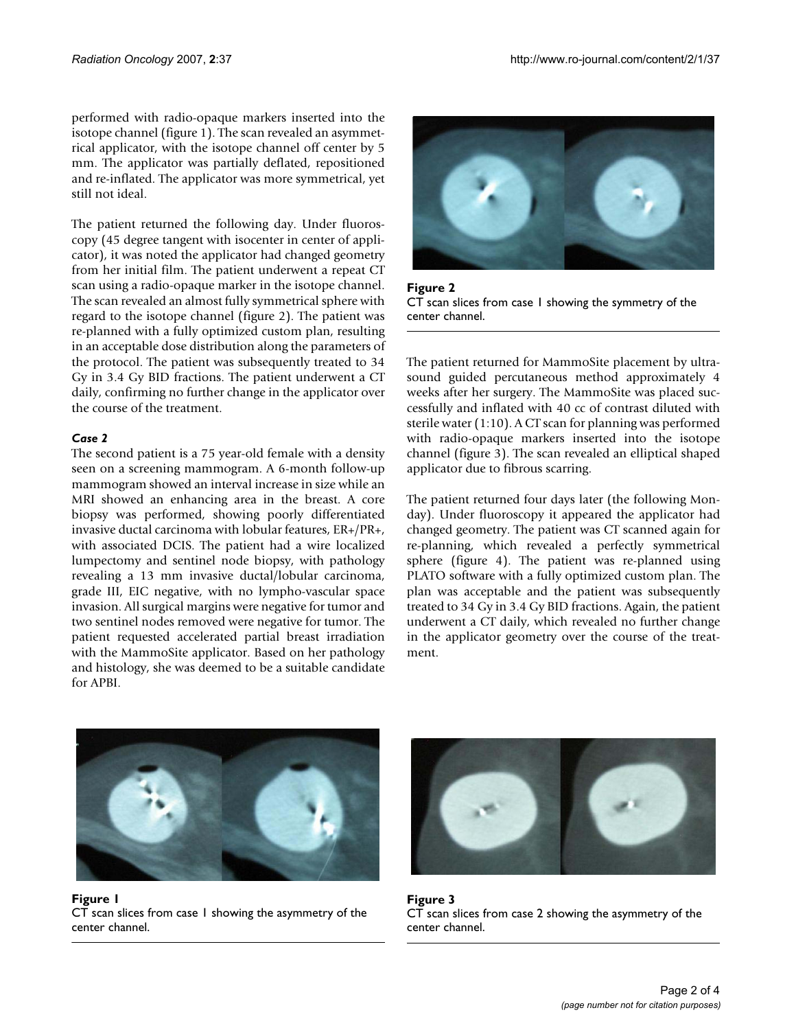performed with radio-opaque markers inserted into the isotope channel (figure 1). The scan revealed an asymmetrical applicator, with the isotope channel off center by 5 mm. The applicator was partially deflated, repositioned and re-inflated. The applicator was more symmetrical, yet still not ideal.

The patient returned the following day. Under fluoroscopy (45 degree tangent with isocenter in center of applicator), it was noted the applicator had changed geometry from her initial film. The patient underwent a repeat CT scan using a radio-opaque marker in the isotope channel. The scan revealed an almost fully symmetrical sphere with regard to the isotope channel (figure 2). The patient was re-planned with a fully optimized custom plan, resulting in an acceptable dose distribution along the parameters of the protocol. The patient was subsequently treated to 34 Gy in 3.4 Gy BID fractions. The patient underwent a CT daily, confirming no further change in the applicator over the course of the treatment.

### *Case 2*

The second patient is a 75 year-old female with a density seen on a screening mammogram. A 6-month follow-up mammogram showed an interval increase in size while an MRI showed an enhancing area in the breast. A core biopsy was performed, showing poorly differentiated invasive ductal carcinoma with lobular features, ER+/PR+, with associated DCIS. The patient had a wire localized lumpectomy and sentinel node biopsy, with pathology revealing a 13 mm invasive ductal/lobular carcinoma, grade III, EIC negative, with no lympho-vascular space invasion. All surgical margins were negative for tumor and two sentinel nodes removed were negative for tumor. The patient requested accelerated partial breast irradiation with the MammoSite applicator. Based on her pathology and histology, she was deemed to be a suitable candidate for APBI.

**Figure 2**
CT scan slices from case 1 showing the symmetry of the center channel.

The patient returned for MammoSite placement by ultrasound guided percutaneous method approximately 4 weeks after her surgery. The MammoSite was placed successfully and inflated with 40 cc of contrast diluted with sterile water (1:10). A CT scan for planning was performed with radio-opaque markers inserted into the isotope channel (figure 3). The scan revealed an elliptical shaped applicator due to fibrous scarring.

The patient returned four days later (the following Monday). Under fluoroscopy it appeared the applicator had changed geometry. The patient was CT scanned again for re-planning, which revealed a perfectly symmetrical sphere (figure 4). The patient was re-planned using PLATO software with a fully optimized custom plan. The plan was acceptable and the patient was subsequently treated to 34 Gy in 3.4 Gy BID fractions. Again, the patient underwent a CT daily, which revealed no further change in the applicator geometry over the course of the treatment.

**Figure 1**
CT scan slices from case 1 showing the asymmetry of the center channel.

**Figure 3**
CT scan slices from case 2 showing the asymmetry of the center channel.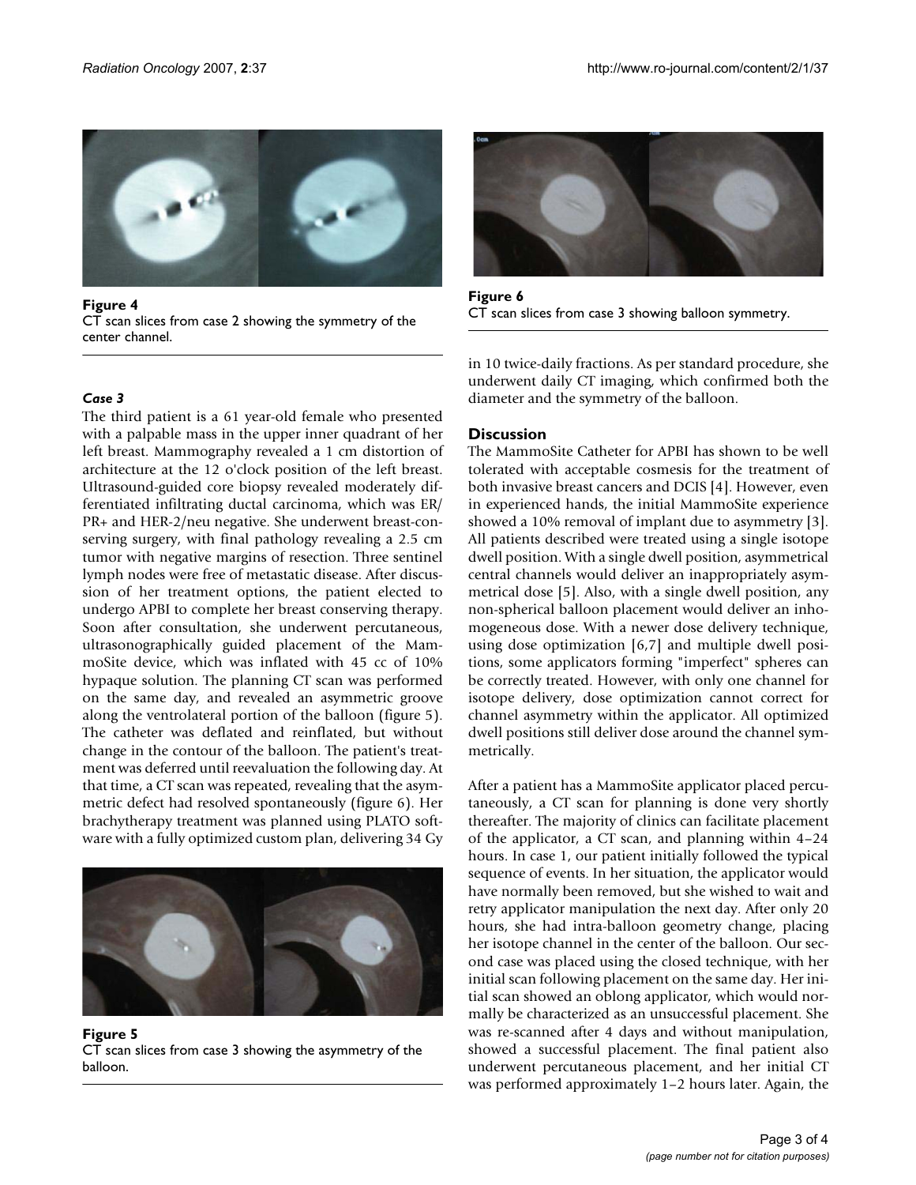Figure 4
CT scan slices from case 2 showing the symmetry of the center channel.

### *Case 3*

The third patient is a 61 year-old female who presented with a palpable mass in the upper inner quadrant of her left breast. Mammography revealed a 1 cm distortion of architecture at the 12 o'clock position of the left breast. Ultrasound-guided core biopsy revealed moderately differentiated infiltrating ductal carcinoma, which was ER/PR+ and HER-2/neu negative. She underwent breast-conserving surgery, with final pathology revealing a 2.5 cm tumor with negative margins of resection. Three sentinel lymph nodes were free of metastatic disease. After discussion of her treatment options, the patient elected to undergo APBI to complete her breast conserving therapy. Soon after consultation, she underwent percutaneous, ultrasonographically guided placement of the MammoSite device, which was inflated with 45 cc of 10% hypaque solution. The planning CT scan was performed on the same day, and revealed an asymmetric groove along the ventrolateral portion of the balloon (figure 5). The catheter was deflated and reinflated, but without change in the contour of the balloon. The patient's treatment was deferred until reevaluation the following day. At that time, a CT scan was repeated, revealing that the asymmetric defect had resolved spontaneously (figure 6). Her brachytherapy treatment was planned using PLATO software with a fully optimized custom plan, delivering 34 Gy in 10 twice-daily fractions. As per standard procedure, she underwent daily CT imaging, which confirmed both the diameter and the symmetry of the balloon.

Figure 5
CT scan slices from case 3 showing the asymmetry of the balloon.

Figure 6
CT scan slices from case 3 showing balloon symmetry.

## Discussion

The MammoSite Catheter for APBI has shown to be well tolerated with acceptable cosmesis for the treatment of both invasive breast cancers and DCIS [4]. However, even in experienced hands, the initial MammoSite experience showed a 10% removal of implant due to asymmetry [3]. All patients described were treated using a single isotope dwell position. With a single dwell position, asymmetrical central channels would deliver an inappropriately asymmetrical dose [5]. Also, with a single dwell position, any non-spherical balloon placement would deliver an inhomogeneous dose. With a newer dose delivery technique, using dose optimization [6,7] and multiple dwell positions, some applicators forming "imperfect" spheres can be correctly treated. However, with only one channel for isotope delivery, dose optimization cannot correct for channel asymmetry within the applicator. All optimized dwell positions still deliver dose around the channel symmetrically.

After a patient has a MammoSite applicator placed percutaneously, a CT scan for planning is done very shortly thereafter. The majority of clinics can facilitate placement of the applicator, a CT scan, and planning within 4–24 hours. In case 1, our patient initially followed the typical sequence of events. In her situation, the applicator would have normally been removed, but she wished to wait and retry applicator manipulation the next day. After only 20 hours, she had intra-balloon geometry change, placing her isotope channel in the center of the balloon. Our second case was placed using the closed technique, with her initial scan following placement on the same day. Her initial scan showed an oblong applicator, which would normally be characterized as an unsuccessful placement. She was re-scanned after 4 days and without manipulation, showed a successful placement. The final patient also underwent percutaneous placement, and her initial CT was performed approximately 1–2 hours later. Again, the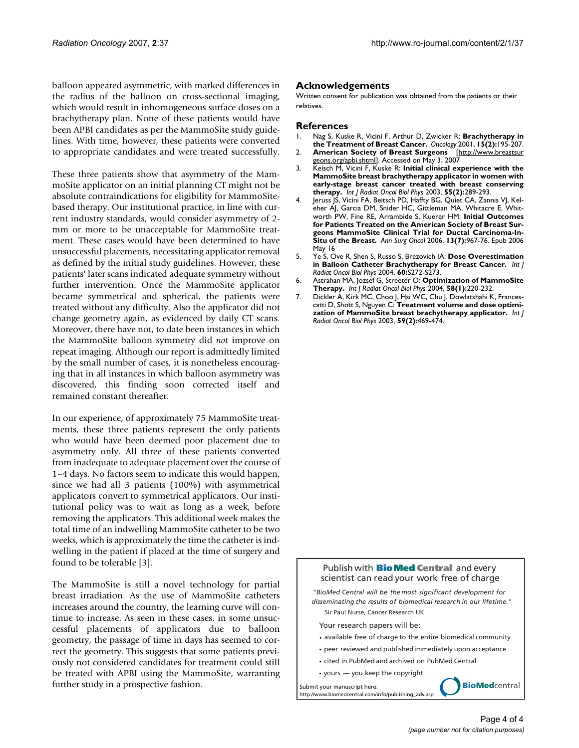balloon appeared asymmetric, with marked differences in the radius of the balloon on cross-sectional imaging, which would result in inhomogeneous surface doses on a brachytherapy plan. None of these patients would have been APBI candidates as per the MammoSite study guidelines. With time, however, these patients were converted to appropriate candidates and were treated successfully.

These three patients show that asymmetry of the MammoSite applicator on an initial planning CT might not be absolute contraindications for eligibility for MammoSite-based therapy. Our institutional practice, in line with current industry standards, would consider asymmetry of 2-mm or more to be unacceptable for MammoSite treatment. These cases would have been determined to have unsuccessful placements, necessitating applicator removal as defined by the initial study guidelines. However, these patients' later scans indicated adequate symmetry without further intervention. Once the MammoSite applicator became symmetrical and spherical, the patients were treated without any difficulty. Also the applicator did not change geometry again, as evidenced by daily CT scans. Moreover, there have not, to date been instances in which the MammoSite balloon symmetry did *not* improve on repeat imaging. Although our report is admittedly limited by the small number of cases, it is nonetheless encouraging that in all instances in which balloon asymmetry was discovered, this finding soon corrected itself and remained constant thereafter.

In our experience, of approximately 75 MammoSite treatments, these three patients represent the only patients who would have been deemed poor placement due to asymmetry only. All three of these patients converted from inadequate to adequate placement over the course of 1–4 days. No factors seem to indicate this would happen, since we had all 3 patients (100%) with asymmetrical applicators convert to symmetrical applicators. Our institutional policy was to wait as long as a week, before removing the applicators. This additional week makes the total time of an indwelling MammoSite catheter to be two weeks, which is approximately the time the catheter is indwelling in the patient if placed at the time of surgery and found to be tolerable [3].

The MammoSite is still a novel technology for partial breast irradiation. As the use of MammoSite catheters increases around the country, the learning curve will continue to increase. As seen in these cases, in some unsuccessful placements of applicators due to balloon geometry, the passage of time in days has seemed to correct the geometry. This suggests that some patients previously not considered candidates for treatment could still be treated with APBI using the MammoSite, warranting further study in a prospective fashion.

## Acknowledgements

Written consent for publication was obtained from the patients or their relatives.

## References

1. Nag S, Kuske R, Vicini F, Arthur D, Zwicker R: **Brachytherapy in the Treatment of Breast Cancer.** *Oncology* 2001, **15(2):**195-207.
2. **American Society of Breast Surgeons** [http://www.breastsurgeons.org/apbi.shtml]. Accessed on May 3, 2007
3. Keisch M, Vicini F, Kuske R: **Initial clinical experience with the MammoSite breast brachytherapy applicator in women with early-stage breast cancer treated with breast conserving therapy.** *Int J Radiat Oncol Biol Phys* 2003, **55(2):**289-293.
4. Jeruss JS, Vicini FA, Beitsch PD, Haffty BG, Quiet CA, Zannis VJ, Keleher AJ, Garcia DM, Snider HC, Gittleman MA, Whitacre E, Whitworth PW, Fine RE, Arrambide S, Kuerer HM: **Initial Outcomes for Patients Treated on the American Society of Breast Surgeons MammoSite Clinical Trial for Ductal Carcinoma-In-Situ of the Breast.** *Ann Surg Oncol* 2006, **13(7):**967-76. Epub 2006 May 16
5. Ye S, Ove R, Shen S, Russo S, Brezovich IA: **Dose Overestimation in Balloon Catheter Brachytherapy for Breast Cancer.** *Int J Radiat Oncol Biol Phys* 2004, **60:**S272-S273.
6. Astrahan MA, Jozsef G, Streeter O: **Optimization of MammoSite Therapy.** *Int J Radiat Oncol Biol Phys* 2004, **58(1):**220-232.
7. Dickler A, Kirk MC, Choo J, Hsi WC, Chu J, Dowlatshahi K, Francescatti D, Shott S, Nguyen C: **Treatment volume and dose optimization of MammoSite breast brachytherapy applicator.** *Int J Radiat Oncol Biol Phys* 2003, **59(2):**469-474.

Publish with **BioMed Central** and every scientist can read your work free of charge

*"BioMed Central will be the most significant development for disseminating the results of biomedical research in our lifetime."*
Sir Paul Nurse, Cancer Research UK

Your research papers will be:

- available free of charge to the entire biomedical community
- peer reviewed and published immediately upon acceptance
- cited in PubMed and archived on PubMed Central
- yours — you keep the copyright

Submit your manuscript here:
http://www.biomedcentral.com/info/publishing_adv.asp

BioMedcentral